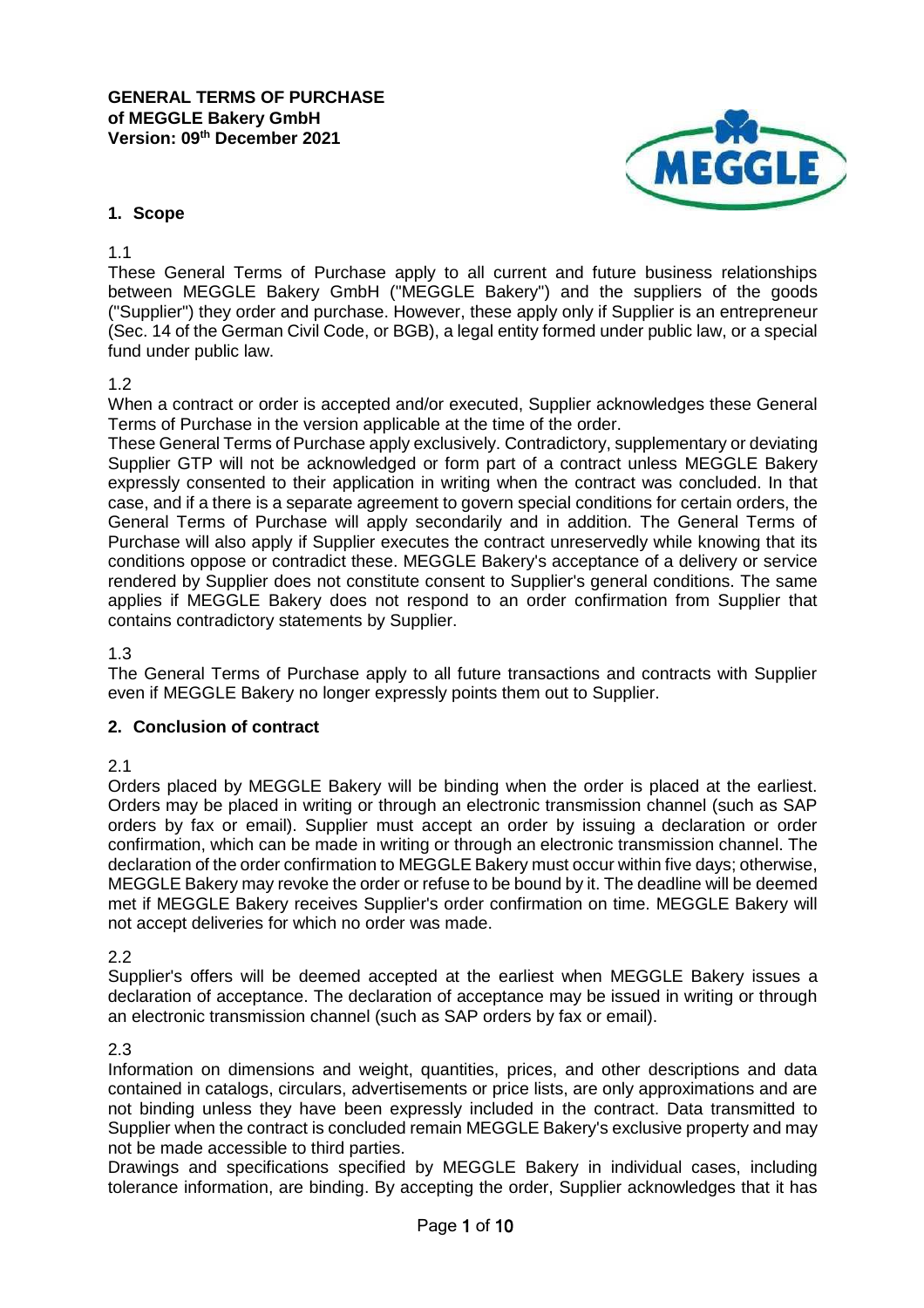**GENERAL TERMS OF PURCHASE**
**of MEGGLE Bakery GmbH**
**Version: 09th December 2021**

## 1. Scope

1.1

These General Terms of Purchase apply to all current and future business relationships between MEGGLE Bakery GmbH ("MEGGLE Bakery") and the suppliers of the goods ("Supplier") they order and purchase. However, these apply only if Supplier is an entrepreneur (Sec. 14 of the German Civil Code, or BGB), a legal entity formed under public law, or a special fund under public law.

1.2

When a contract or order is accepted and/or executed, Supplier acknowledges these General Terms of Purchase in the version applicable at the time of the order.

These General Terms of Purchase apply exclusively. Contradictory, supplementary or deviating Supplier GTP will not be acknowledged or form part of a contract unless MEGGLE Bakery expressly consented to their application in writing when the contract was concluded. In that case, and if a there is a separate agreement to govern special conditions for certain orders, the General Terms of Purchase will apply secondarily and in addition. The General Terms of Purchase will also apply if Supplier executes the contract unreservedly while knowing that its conditions oppose or contradict these. MEGGLE Bakery's acceptance of a delivery or service rendered by Supplier does not constitute consent to Supplier's general conditions. The same applies if MEGGLE Bakery does not respond to an order confirmation from Supplier that contains contradictory statements by Supplier.

1.3

The General Terms of Purchase apply to all future transactions and contracts with Supplier even if MEGGLE Bakery no longer expressly points them out to Supplier.

## 2. Conclusion of contract

2.1

Orders placed by MEGGLE Bakery will be binding when the order is placed at the earliest. Orders may be placed in writing or through an electronic transmission channel (such as SAP orders by fax or email). Supplier must accept an order by issuing a declaration or order confirmation, which can be made in writing or through an electronic transmission channel. The declaration of the order confirmation to MEGGLE Bakery must occur within five days; otherwise, MEGGLE Bakery may revoke the order or refuse to be bound by it. The deadline will be deemed met if MEGGLE Bakery receives Supplier's order confirmation on time. MEGGLE Bakery will not accept deliveries for which no order was made.

2.2

Supplier's offers will be deemed accepted at the earliest when MEGGLE Bakery issues a declaration of acceptance. The declaration of acceptance may be issued in writing or through an electronic transmission channel (such as SAP orders by fax or email).

2.3

Information on dimensions and weight, quantities, prices, and other descriptions and data contained in catalogs, circulars, advertisements or price lists, are only approximations and are not binding unless they have been expressly included in the contract. Data transmitted to Supplier when the contract is concluded remain MEGGLE Bakery's exclusive property and may not be made accessible to third parties.

Drawings and specifications specified by MEGGLE Bakery in individual cases, including tolerance information, are binding. By accepting the order, Supplier acknowledges that it has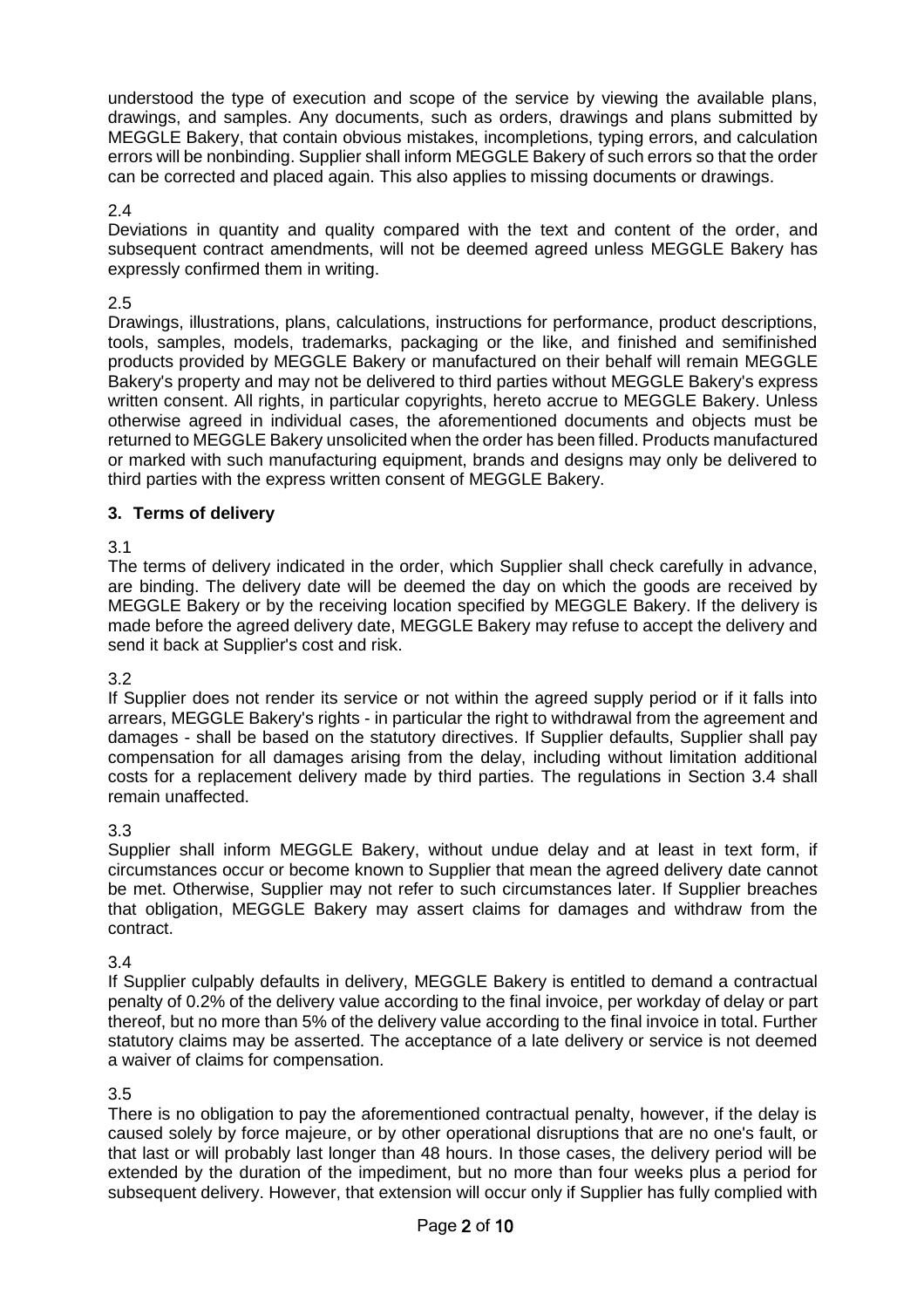understood the type of execution and scope of the service by viewing the available plans, drawings, and samples. Any documents, such as orders, drawings and plans submitted by MEGGLE Bakery, that contain obvious mistakes, incompletions, typing errors, and calculation errors will be nonbinding. Supplier shall inform MEGGLE Bakery of such errors so that the order can be corrected and placed again. This also applies to missing documents or drawings.

2.4

Deviations in quantity and quality compared with the text and content of the order, and subsequent contract amendments, will not be deemed agreed unless MEGGLE Bakery has expressly confirmed them in writing.

2.5

Drawings, illustrations, plans, calculations, instructions for performance, product descriptions, tools, samples, models, trademarks, packaging or the like, and finished and semifinished products provided by MEGGLE Bakery or manufactured on their behalf will remain MEGGLE Bakery's property and may not be delivered to third parties without MEGGLE Bakery's express written consent. All rights, in particular copyrights, hereto accrue to MEGGLE Bakery. Unless otherwise agreed in individual cases, the aforementioned documents and objects must be returned to MEGGLE Bakery unsolicited when the order has been filled. Products manufactured or marked with such manufacturing equipment, brands and designs may only be delivered to third parties with the express written consent of MEGGLE Bakery.

## 3. Terms of delivery

3.1

The terms of delivery indicated in the order, which Supplier shall check carefully in advance, are binding. The delivery date will be deemed the day on which the goods are received by MEGGLE Bakery or by the receiving location specified by MEGGLE Bakery. If the delivery is made before the agreed delivery date, MEGGLE Bakery may refuse to accept the delivery and send it back at Supplier's cost and risk.

3.2

If Supplier does not render its service or not within the agreed supply period or if it falls into arrears, MEGGLE Bakery's rights - in particular the right to withdrawal from the agreement and damages - shall be based on the statutory directives. If Supplier defaults, Supplier shall pay compensation for all damages arising from the delay, including without limitation additional costs for a replacement delivery made by third parties. The regulations in Section 3.4 shall remain unaffected.

3.3

Supplier shall inform MEGGLE Bakery, without undue delay and at least in text form, if circumstances occur or become known to Supplier that mean the agreed delivery date cannot be met. Otherwise, Supplier may not refer to such circumstances later. If Supplier breaches that obligation, MEGGLE Bakery may assert claims for damages and withdraw from the contract.

3.4

If Supplier culpably defaults in delivery, MEGGLE Bakery is entitled to demand a contractual penalty of 0.2% of the delivery value according to the final invoice, per workday of delay or part thereof, but no more than 5% of the delivery value according to the final invoice in total. Further statutory claims may be asserted. The acceptance of a late delivery or service is not deemed a waiver of claims for compensation.

3.5

There is no obligation to pay the aforementioned contractual penalty, however, if the delay is caused solely by force majeure, or by other operational disruptions that are no one's fault, or that last or will probably last longer than 48 hours. In those cases, the delivery period will be extended by the duration of the impediment, but no more than four weeks plus a period for subsequent delivery. However, that extension will occur only if Supplier has fully complied with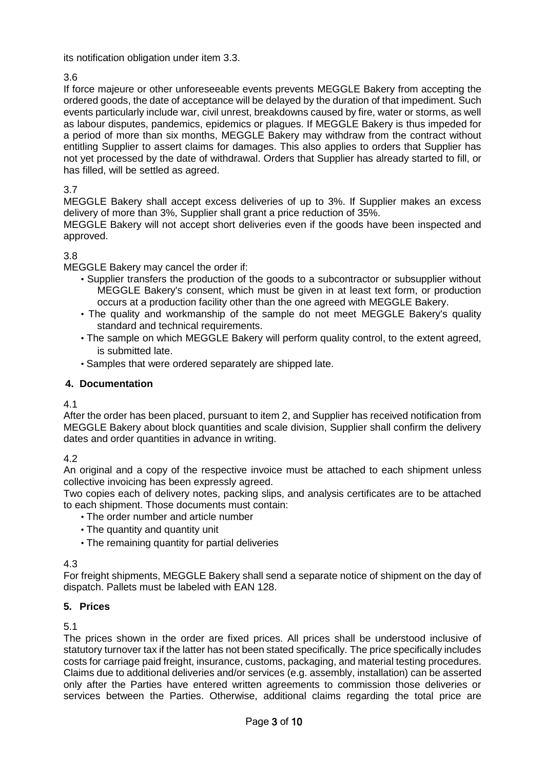its notification obligation under item 3.3.

3.6

If force majeure or other unforeseeable events prevents MEGGLE Bakery from accepting the ordered goods, the date of acceptance will be delayed by the duration of that impediment. Such events particularly include war, civil unrest, breakdowns caused by fire, water or storms, as well as labour disputes, pandemics, epidemics or plagues. If MEGGLE Bakery is thus impeded for a period of more than six months, MEGGLE Bakery may withdraw from the contract without entitling Supplier to assert claims for damages. This also applies to orders that Supplier has not yet processed by the date of withdrawal. Orders that Supplier has already started to fill, or has filled, will be settled as agreed.

3.7

MEGGLE Bakery shall accept excess deliveries of up to 3%. If Supplier makes an excess delivery of more than 3%, Supplier shall grant a price reduction of 35%.

MEGGLE Bakery will not accept short deliveries even if the goods have been inspected and approved.

3.8

MEGGLE Bakery may cancel the order if:

- Supplier transfers the production of the goods to a subcontractor or subsupplier without MEGGLE Bakery's consent, which must be given in at least text form, or production occurs at a production facility other than the one agreed with MEGGLE Bakery.
- The quality and workmanship of the sample do not meet MEGGLE Bakery's quality standard and technical requirements.
- The sample on which MEGGLE Bakery will perform quality control, to the extent agreed, is submitted late.
- Samples that were ordered separately are shipped late.

## 4. Documentation

4.1

After the order has been placed, pursuant to item 2, and Supplier has received notification from MEGGLE Bakery about block quantities and scale division, Supplier shall confirm the delivery dates and order quantities in advance in writing.

4.2

An original and a copy of the respective invoice must be attached to each shipment unless collective invoicing has been expressly agreed.

Two copies each of delivery notes, packing slips, and analysis certificates are to be attached to each shipment. Those documents must contain:

- The order number and article number
- The quantity and quantity unit
- The remaining quantity for partial deliveries

4.3

For freight shipments, MEGGLE Bakery shall send a separate notice of shipment on the day of dispatch. Pallets must be labeled with EAN 128.

## 5. Prices

5.1

The prices shown in the order are fixed prices. All prices shall be understood inclusive of statutory turnover tax if the latter has not been stated specifically. The price specifically includes costs for carriage paid freight, insurance, customs, packaging, and material testing procedures. Claims due to additional deliveries and/or services (e.g. assembly, installation) can be asserted only after the Parties have entered written agreements to commission those deliveries or services between the Parties. Otherwise, additional claims regarding the total price are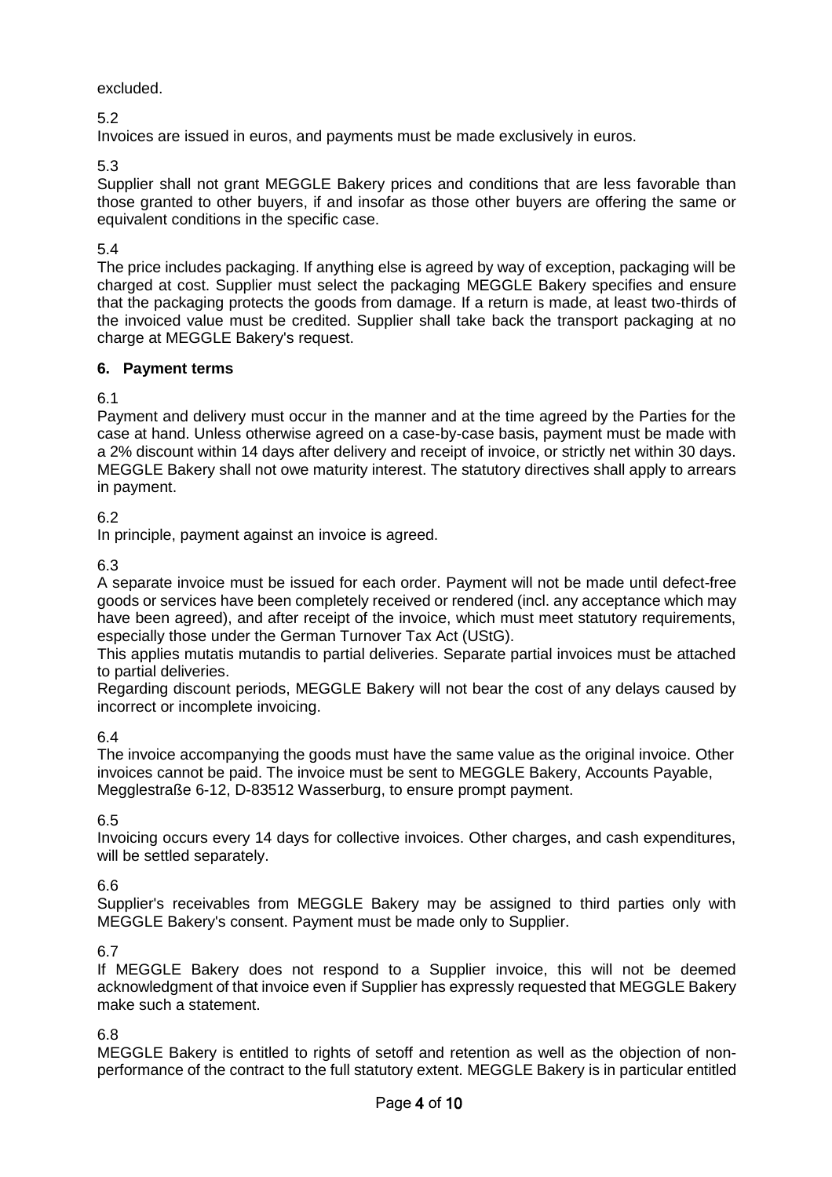excluded.

5.2

Invoices are issued in euros, and payments must be made exclusively in euros.

5.3

Supplier shall not grant MEGGLE Bakery prices and conditions that are less favorable than those granted to other buyers, if and insofar as those other buyers are offering the same or equivalent conditions in the specific case.

5.4

The price includes packaging. If anything else is agreed by way of exception, packaging will be charged at cost. Supplier must select the packaging MEGGLE Bakery specifies and ensure that the packaging protects the goods from damage. If a return is made, at least two-thirds of the invoiced value must be credited. Supplier shall take back the transport packaging at no charge at MEGGLE Bakery's request.

## 6. Payment terms

6.1

Payment and delivery must occur in the manner and at the time agreed by the Parties for the case at hand. Unless otherwise agreed on a case-by-case basis, payment must be made with a 2% discount within 14 days after delivery and receipt of invoice, or strictly net within 30 days. MEGGLE Bakery shall not owe maturity interest. The statutory directives shall apply to arrears in payment.

6.2

In principle, payment against an invoice is agreed.

6.3

A separate invoice must be issued for each order. Payment will not be made until defect-free goods or services have been completely received or rendered (incl. any acceptance which may have been agreed), and after receipt of the invoice, which must meet statutory requirements, especially those under the German Turnover Tax Act (UStG).

This applies mutatis mutandis to partial deliveries. Separate partial invoices must be attached to partial deliveries.

Regarding discount periods, MEGGLE Bakery will not bear the cost of any delays caused by incorrect or incomplete invoicing.

6.4

The invoice accompanying the goods must have the same value as the original invoice. Other invoices cannot be paid. The invoice must be sent to MEGGLE Bakery, Accounts Payable, Megglestraße 6-12, D-83512 Wasserburg, to ensure prompt payment.

6.5

Invoicing occurs every 14 days for collective invoices. Other charges, and cash expenditures, will be settled separately.

6.6

Supplier's receivables from MEGGLE Bakery may be assigned to third parties only with MEGGLE Bakery's consent. Payment must be made only to Supplier.

6.7

If MEGGLE Bakery does not respond to a Supplier invoice, this will not be deemed acknowledgment of that invoice even if Supplier has expressly requested that MEGGLE Bakery make such a statement.

6.8

MEGGLE Bakery is entitled to rights of setoff and retention as well as the objection of non-performance of the contract to the full statutory extent. MEGGLE Bakery is in particular entitled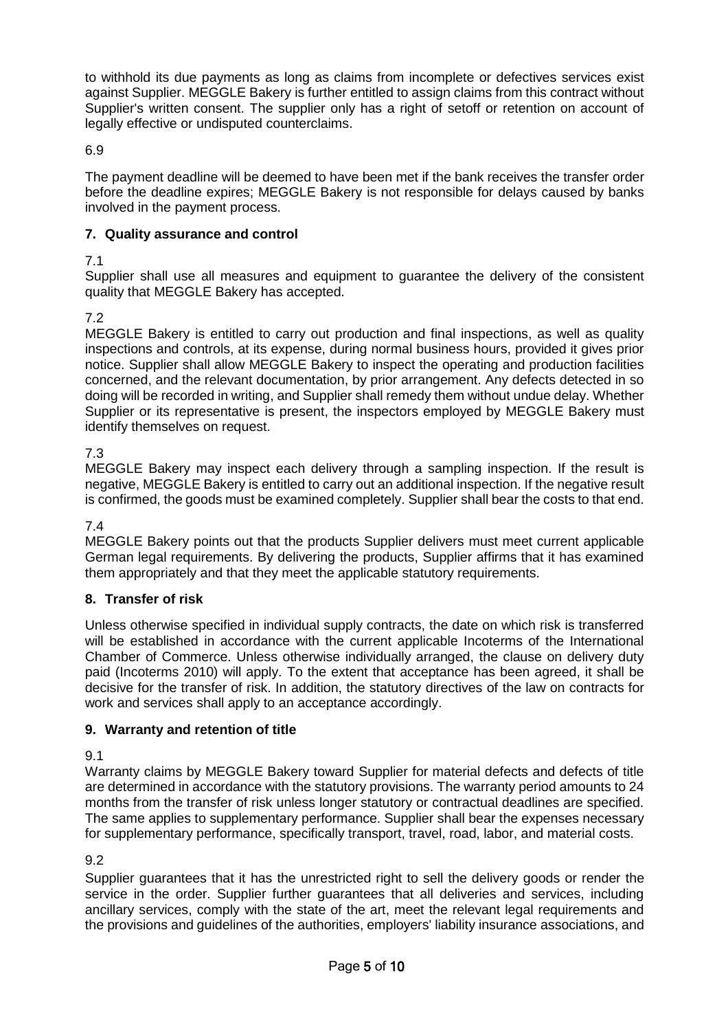to withhold its due payments as long as claims from incomplete or defectives services exist against Supplier. MEGGLE Bakery is further entitled to assign claims from this contract without Supplier's written consent. The supplier only has a right of setoff or retention on account of legally effective or undisputed counterclaims.

6.9

The payment deadline will be deemed to have been met if the bank receives the transfer order before the deadline expires; MEGGLE Bakery is not responsible for delays caused by banks involved in the payment process.

## 7. Quality assurance and control

7.1
Supplier shall use all measures and equipment to guarantee the delivery of the consistent quality that MEGGLE Bakery has accepted.

7.2
MEGGLE Bakery is entitled to carry out production and final inspections, as well as quality inspections and controls, at its expense, during normal business hours, provided it gives prior notice. Supplier shall allow MEGGLE Bakery to inspect the operating and production facilities concerned, and the relevant documentation, by prior arrangement. Any defects detected in so doing will be recorded in writing, and Supplier shall remedy them without undue delay. Whether Supplier or its representative is present, the inspectors employed by MEGGLE Bakery must identify themselves on request.

7.3
MEGGLE Bakery may inspect each delivery through a sampling inspection. If the result is negative, MEGGLE Bakery is entitled to carry out an additional inspection. If the negative result is confirmed, the goods must be examined completely. Supplier shall bear the costs to that end.

7.4
MEGGLE Bakery points out that the products Supplier delivers must meet current applicable German legal requirements. By delivering the products, Supplier affirms that it has examined them appropriately and that they meet the applicable statutory requirements.

## 8. Transfer of risk

Unless otherwise specified in individual supply contracts, the date on which risk is transferred will be established in accordance with the current applicable Incoterms of the International Chamber of Commerce. Unless otherwise individually arranged, the clause on delivery duty paid (Incoterms 2010) will apply. To the extent that acceptance has been agreed, it shall be decisive for the transfer of risk. In addition, the statutory directives of the law on contracts for work and services shall apply to an acceptance accordingly.

## 9. Warranty and retention of title

9.1
Warranty claims by MEGGLE Bakery toward Supplier for material defects and defects of title are determined in accordance with the statutory provisions. The warranty period amounts to 24 months from the transfer of risk unless longer statutory or contractual deadlines are specified. The same applies to supplementary performance. Supplier shall bear the expenses necessary for supplementary performance, specifically transport, travel, road, labor, and material costs.

9.2
Supplier guarantees that it has the unrestricted right to sell the delivery goods or render the service in the order. Supplier further guarantees that all deliveries and services, including ancillary services, comply with the state of the art, meet the relevant legal requirements and the provisions and guidelines of the authorities, employers' liability insurance associations, and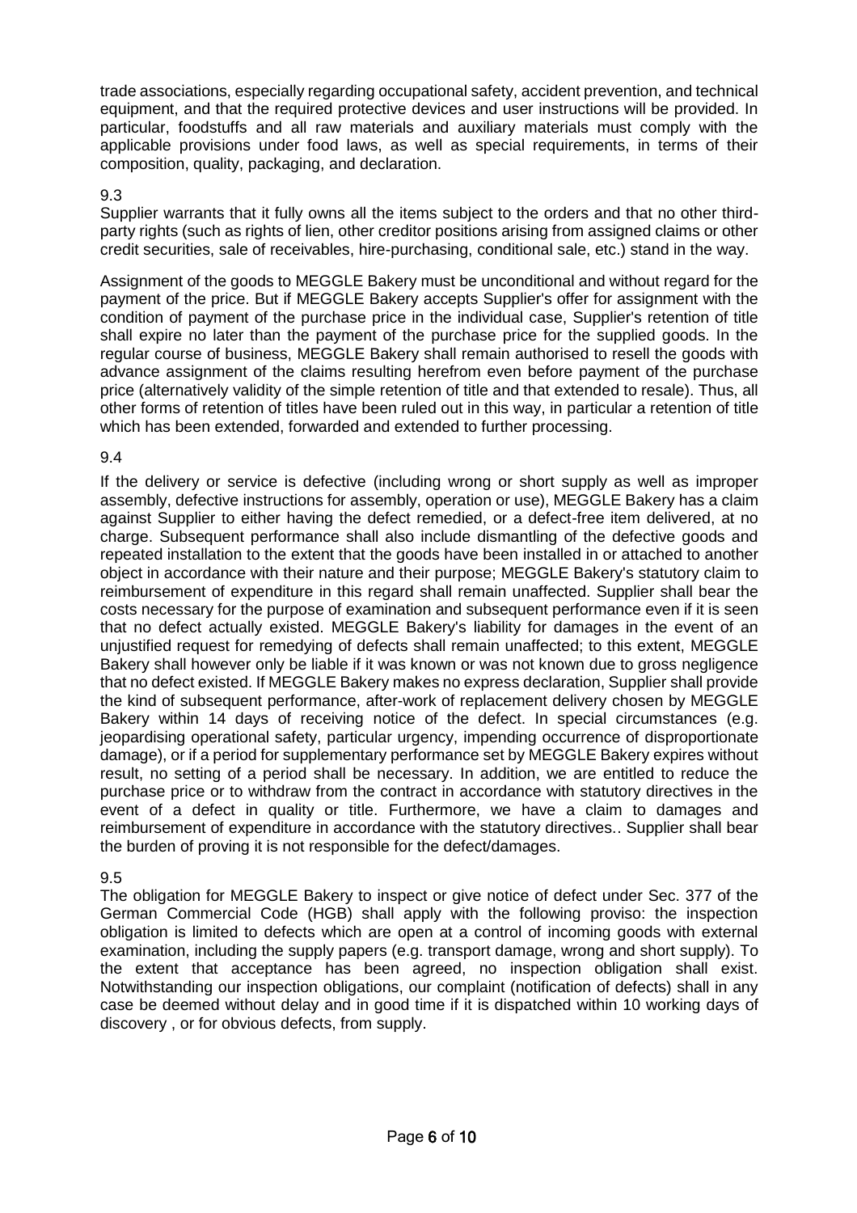trade associations, especially regarding occupational safety, accident prevention, and technical equipment, and that the required protective devices and user instructions will be provided. In particular, foodstuffs and all raw materials and auxiliary materials must comply with the applicable provisions under food laws, as well as special requirements, in terms of their composition, quality, packaging, and declaration.

9.3

Supplier warrants that it fully owns all the items subject to the orders and that no other third-party rights (such as rights of lien, other creditor positions arising from assigned claims or other credit securities, sale of receivables, hire-purchasing, conditional sale, etc.) stand in the way.

Assignment of the goods to MEGGLE Bakery must be unconditional and without regard for the payment of the price. But if MEGGLE Bakery accepts Supplier's offer for assignment with the condition of payment of the purchase price in the individual case, Supplier's retention of title shall expire no later than the payment of the purchase price for the supplied goods. In the regular course of business, MEGGLE Bakery shall remain authorised to resell the goods with advance assignment of the claims resulting herefrom even before payment of the purchase price (alternatively validity of the simple retention of title and that extended to resale). Thus, all other forms of retention of titles have been ruled out in this way, in particular a retention of title which has been extended, forwarded and extended to further processing.

9.4

If the delivery or service is defective (including wrong or short supply as well as improper assembly, defective instructions for assembly, operation or use), MEGGLE Bakery has a claim against Supplier to either having the defect remedied, or a defect-free item delivered, at no charge. Subsequent performance shall also include dismantling of the defective goods and repeated installation to the extent that the goods have been installed in or attached to another object in accordance with their nature and their purpose; MEGGLE Bakery's statutory claim to reimbursement of expenditure in this regard shall remain unaffected. Supplier shall bear the costs necessary for the purpose of examination and subsequent performance even if it is seen that no defect actually existed. MEGGLE Bakery's liability for damages in the event of an unjustified request for remedying of defects shall remain unaffected; to this extent, MEGGLE Bakery shall however only be liable if it was known or was not known due to gross negligence that no defect existed. If MEGGLE Bakery makes no express declaration, Supplier shall provide the kind of subsequent performance, after-work of replacement delivery chosen by MEGGLE Bakery within 14 days of receiving notice of the defect. In special circumstances (e.g. jeopardising operational safety, particular urgency, impending occurrence of disproportionate damage), or if a period for supplementary performance set by MEGGLE Bakery expires without result, no setting of a period shall be necessary. In addition, we are entitled to reduce the purchase price or to withdraw from the contract in accordance with statutory directives in the event of a defect in quality or title. Furthermore, we have a claim to damages and reimbursement of expenditure in accordance with the statutory directives.. Supplier shall bear the burden of proving it is not responsible for the defect/damages.

9.5

The obligation for MEGGLE Bakery to inspect or give notice of defect under Sec. 377 of the German Commercial Code (HGB) shall apply with the following proviso: the inspection obligation is limited to defects which are open at a control of incoming goods with external examination, including the supply papers (e.g. transport damage, wrong and short supply). To the extent that acceptance has been agreed, no inspection obligation shall exist. Notwithstanding our inspection obligations, our complaint (notification of defects) shall in any case be deemed without delay and in good time if it is dispatched within 10 working days of discovery , or for obvious defects, from supply.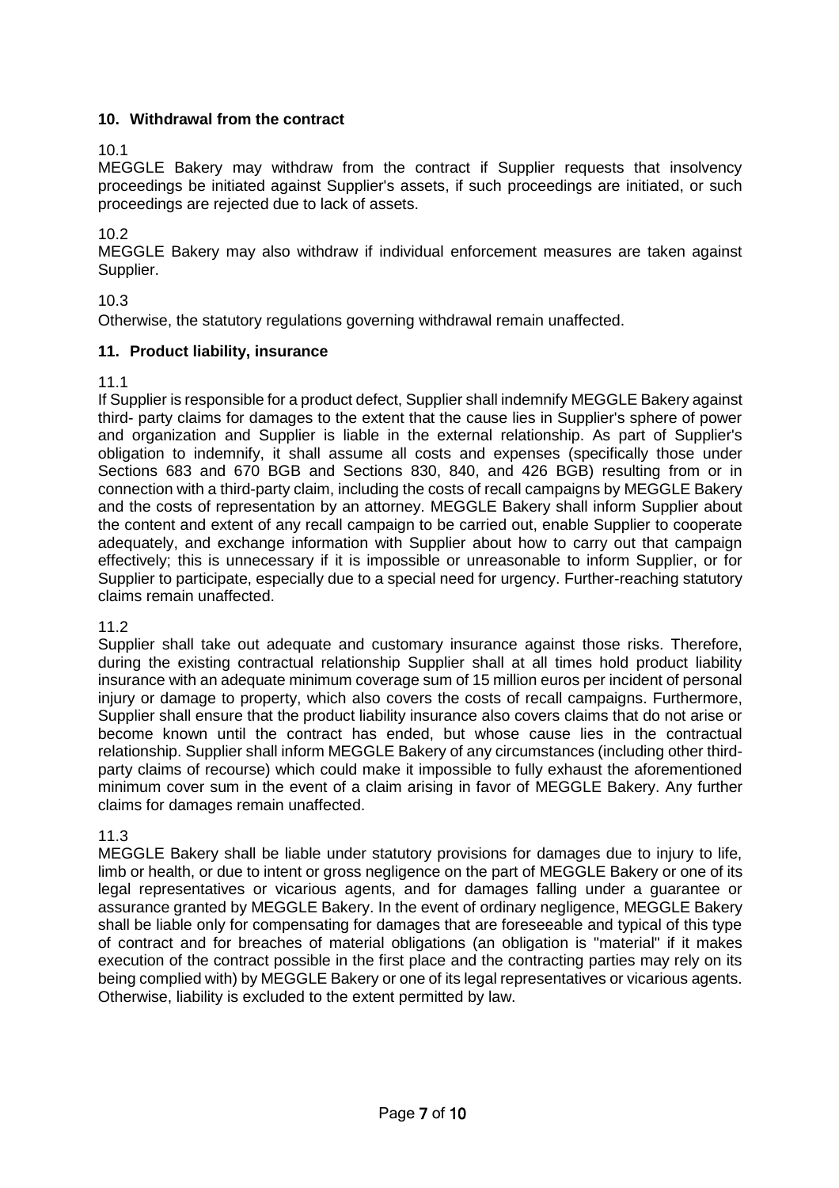## 10. Withdrawal from the contract

10.1

MEGGLE Bakery may withdraw from the contract if Supplier requests that insolvency proceedings be initiated against Supplier's assets, if such proceedings are initiated, or such proceedings are rejected due to lack of assets.

10.2

MEGGLE Bakery may also withdraw if individual enforcement measures are taken against Supplier.

10.3

Otherwise, the statutory regulations governing withdrawal remain unaffected.

## 11. Product liability, insurance

11.1

If Supplier is responsible for a product defect, Supplier shall indemnify MEGGLE Bakery against third- party claims for damages to the extent that the cause lies in Supplier's sphere of power and organization and Supplier is liable in the external relationship. As part of Supplier's obligation to indemnify, it shall assume all costs and expenses (specifically those under Sections 683 and 670 BGB and Sections 830, 840, and 426 BGB) resulting from or in connection with a third-party claim, including the costs of recall campaigns by MEGGLE Bakery and the costs of representation by an attorney. MEGGLE Bakery shall inform Supplier about the content and extent of any recall campaign to be carried out, enable Supplier to cooperate adequately, and exchange information with Supplier about how to carry out that campaign effectively; this is unnecessary if it is impossible or unreasonable to inform Supplier, or for Supplier to participate, especially due to a special need for urgency. Further-reaching statutory claims remain unaffected.

11.2

Supplier shall take out adequate and customary insurance against those risks. Therefore, during the existing contractual relationship Supplier shall at all times hold product liability insurance with an adequate minimum coverage sum of 15 million euros per incident of personal injury or damage to property, which also covers the costs of recall campaigns. Furthermore, Supplier shall ensure that the product liability insurance also covers claims that do not arise or become known until the contract has ended, but whose cause lies in the contractual relationship. Supplier shall inform MEGGLE Bakery of any circumstances (including other third-party claims of recourse) which could make it impossible to fully exhaust the aforementioned minimum cover sum in the event of a claim arising in favor of MEGGLE Bakery. Any further claims for damages remain unaffected.

11.3

MEGGLE Bakery shall be liable under statutory provisions for damages due to injury to life, limb or health, or due to intent or gross negligence on the part of MEGGLE Bakery or one of its legal representatives or vicarious agents, and for damages falling under a guarantee or assurance granted by MEGGLE Bakery. In the event of ordinary negligence, MEGGLE Bakery shall be liable only for compensating for damages that are foreseeable and typical of this type of contract and for breaches of material obligations (an obligation is "material" if it makes execution of the contract possible in the first place and the contracting parties may rely on its being complied with) by MEGGLE Bakery or one of its legal representatives or vicarious agents. Otherwise, liability is excluded to the extent permitted by law.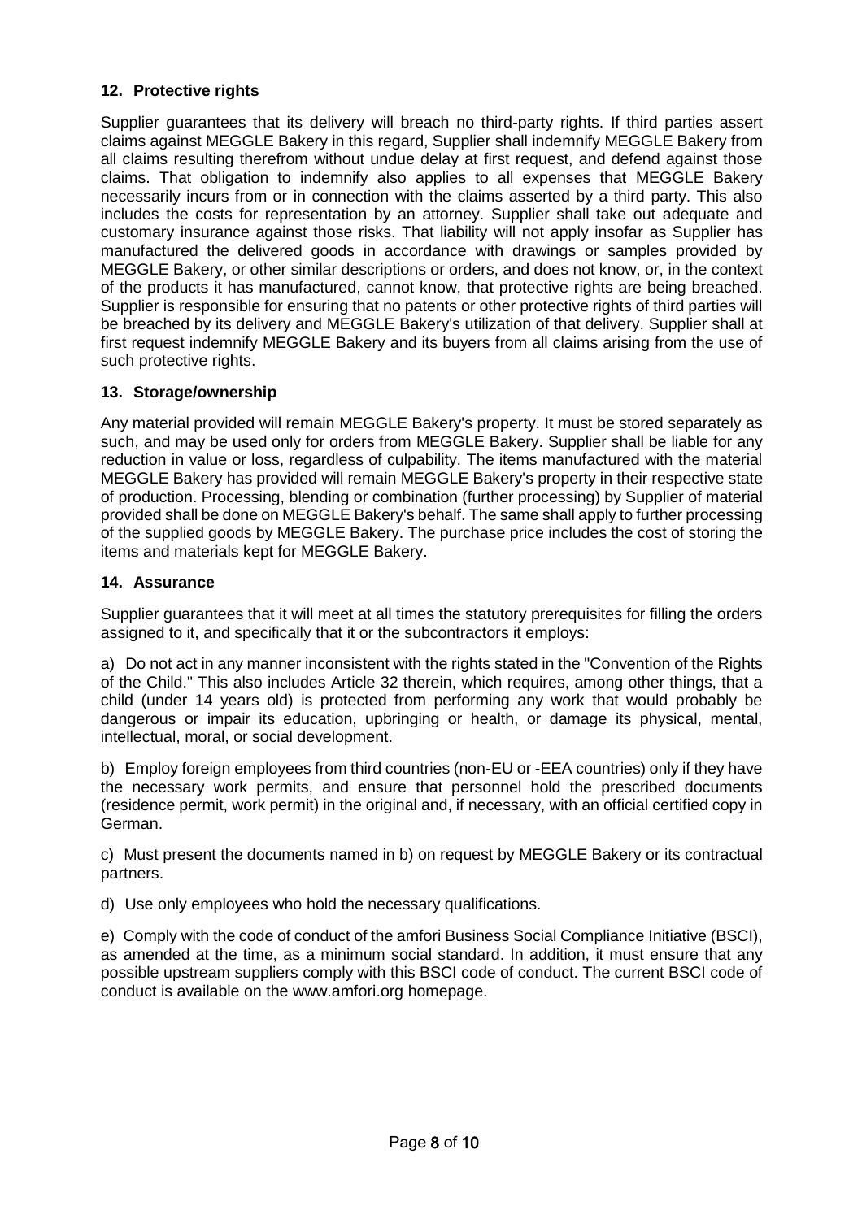## 12. Protective rights

Supplier guarantees that its delivery will breach no third-party rights. If third parties assert claims against MEGGLE Bakery in this regard, Supplier shall indemnify MEGGLE Bakery from all claims resulting therefrom without undue delay at first request, and defend against those claims. That obligation to indemnify also applies to all expenses that MEGGLE Bakery necessarily incurs from or in connection with the claims asserted by a third party. This also includes the costs for representation by an attorney. Supplier shall take out adequate and customary insurance against those risks. That liability will not apply insofar as Supplier has manufactured the delivered goods in accordance with drawings or samples provided by MEGGLE Bakery, or other similar descriptions or orders, and does not know, or, in the context of the products it has manufactured, cannot know, that protective rights are being breached. Supplier is responsible for ensuring that no patents or other protective rights of third parties will be breached by its delivery and MEGGLE Bakery's utilization of that delivery. Supplier shall at first request indemnify MEGGLE Bakery and its buyers from all claims arising from the use of such protective rights.

## 13. Storage/ownership

Any material provided will remain MEGGLE Bakery's property. It must be stored separately as such, and may be used only for orders from MEGGLE Bakery. Supplier shall be liable for any reduction in value or loss, regardless of culpability. The items manufactured with the material MEGGLE Bakery has provided will remain MEGGLE Bakery's property in their respective state of production. Processing, blending or combination (further processing) by Supplier of material provided shall be done on MEGGLE Bakery's behalf. The same shall apply to further processing of the supplied goods by MEGGLE Bakery. The purchase price includes the cost of storing the items and materials kept for MEGGLE Bakery.

## 14. Assurance

Supplier guarantees that it will meet at all times the statutory prerequisites for filling the orders assigned to it, and specifically that it or the subcontractors it employs:

a) Do not act in any manner inconsistent with the rights stated in the "Convention of the Rights of the Child." This also includes Article 32 therein, which requires, among other things, that a child (under 14 years old) is protected from performing any work that would probably be dangerous or impair its education, upbringing or health, or damage its physical, mental, intellectual, moral, or social development.

b) Employ foreign employees from third countries (non-EU or -EEA countries) only if they have the necessary work permits, and ensure that personnel hold the prescribed documents (residence permit, work permit) in the original and, if necessary, with an official certified copy in German.

c) Must present the documents named in b) on request by MEGGLE Bakery or its contractual partners.

d) Use only employees who hold the necessary qualifications.

e) Comply with the code of conduct of the amfori Business Social Compliance Initiative (BSCI), as amended at the time, as a minimum social standard. In addition, it must ensure that any possible upstream suppliers comply with this BSCI code of conduct. The current BSCI code of conduct is available on the www.amfori.org homepage.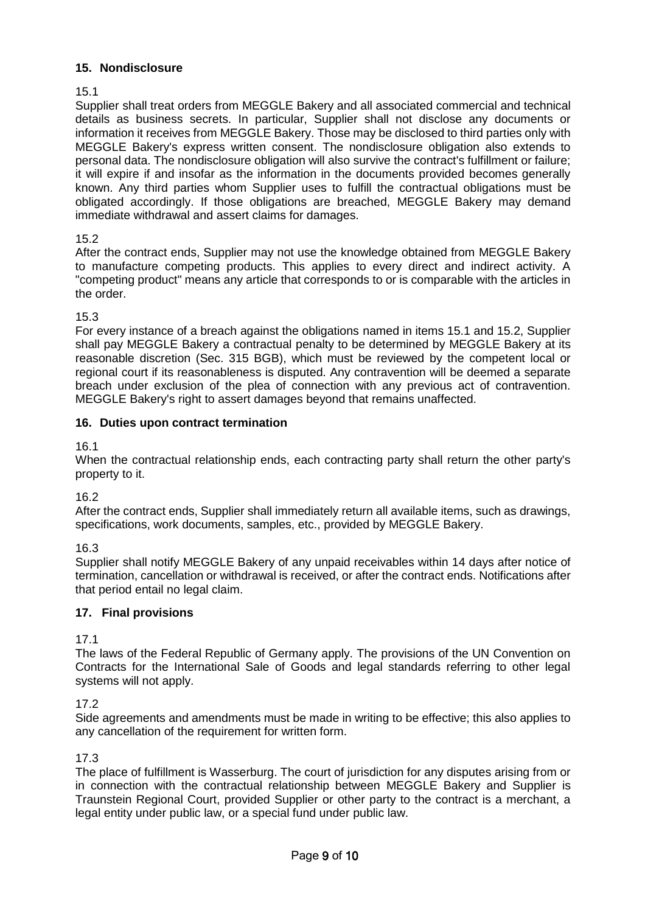## 15. Nondisclosure

15.1

Supplier shall treat orders from MEGGLE Bakery and all associated commercial and technical details as business secrets. In particular, Supplier shall not disclose any documents or information it receives from MEGGLE Bakery. Those may be disclosed to third parties only with MEGGLE Bakery's express written consent. The nondisclosure obligation also extends to personal data. The nondisclosure obligation will also survive the contract's fulfillment or failure; it will expire if and insofar as the information in the documents provided becomes generally known. Any third parties whom Supplier uses to fulfill the contractual obligations must be obligated accordingly. If those obligations are breached, MEGGLE Bakery may demand immediate withdrawal and assert claims for damages.

15.2

After the contract ends, Supplier may not use the knowledge obtained from MEGGLE Bakery to manufacture competing products. This applies to every direct and indirect activity. A "competing product" means any article that corresponds to or is comparable with the articles in the order.

15.3

For every instance of a breach against the obligations named in items 15.1 and 15.2, Supplier shall pay MEGGLE Bakery a contractual penalty to be determined by MEGGLE Bakery at its reasonable discretion (Sec. 315 BGB), which must be reviewed by the competent local or regional court if its reasonableness is disputed. Any contravention will be deemed a separate breach under exclusion of the plea of connection with any previous act of contravention. MEGGLE Bakery's right to assert damages beyond that remains unaffected.

## 16. Duties upon contract termination

16.1

When the contractual relationship ends, each contracting party shall return the other party's property to it.

16.2

After the contract ends, Supplier shall immediately return all available items, such as drawings, specifications, work documents, samples, etc., provided by MEGGLE Bakery.

16.3

Supplier shall notify MEGGLE Bakery of any unpaid receivables within 14 days after notice of termination, cancellation or withdrawal is received, or after the contract ends. Notifications after that period entail no legal claim.

## 17. Final provisions

17.1

The laws of the Federal Republic of Germany apply. The provisions of the UN Convention on Contracts for the International Sale of Goods and legal standards referring to other legal systems will not apply.

17.2

Side agreements and amendments must be made in writing to be effective; this also applies to any cancellation of the requirement for written form.

17.3

The place of fulfillment is Wasserburg. The court of jurisdiction for any disputes arising from or in connection with the contractual relationship between MEGGLE Bakery and Supplier is Traunstein Regional Court, provided Supplier or other party to the contract is a merchant, a legal entity under public law, or a special fund under public law.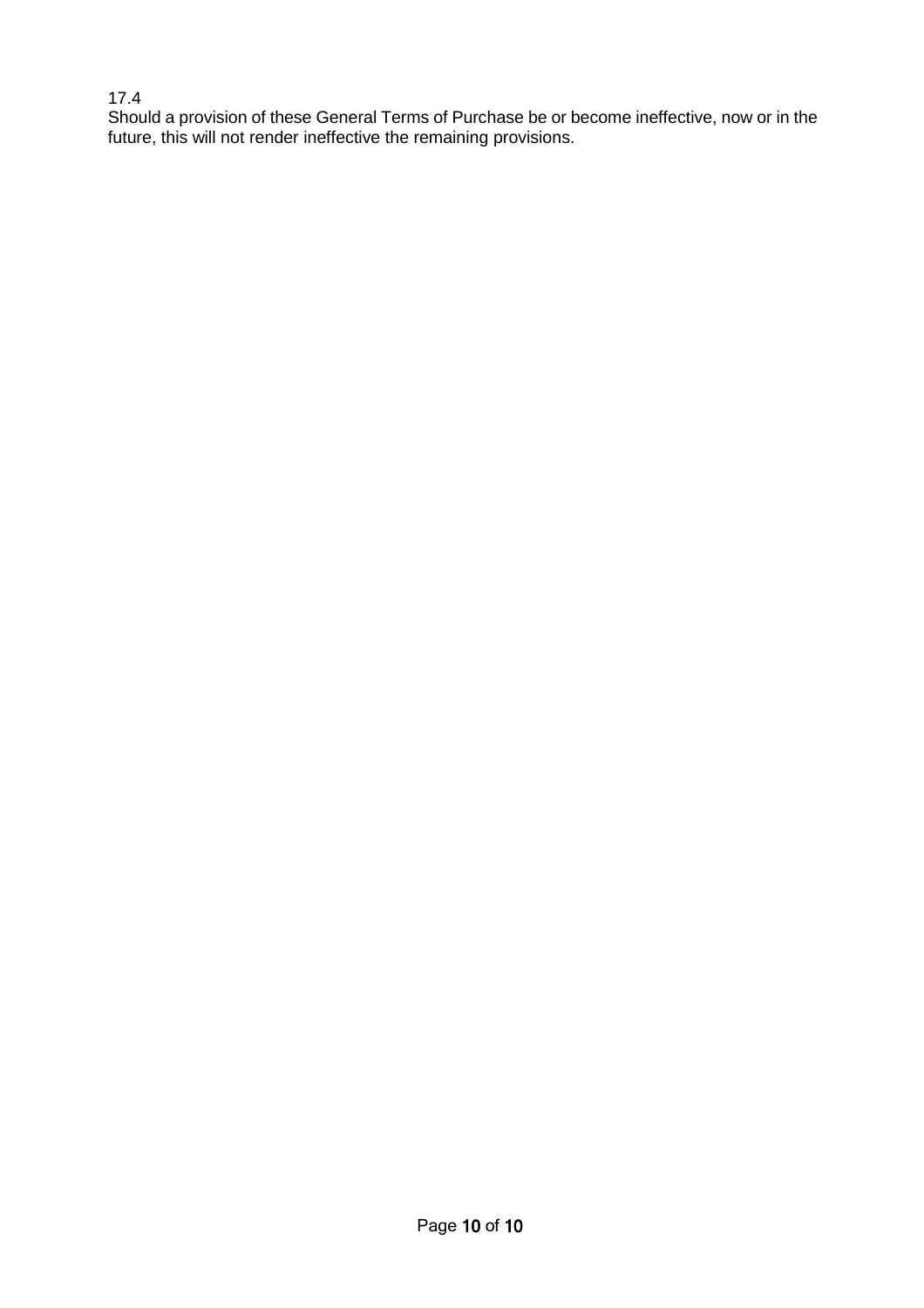17.4
Should a provision of these General Terms of Purchase be or become ineffective, now or in the future, this will not render ineffective the remaining provisions.